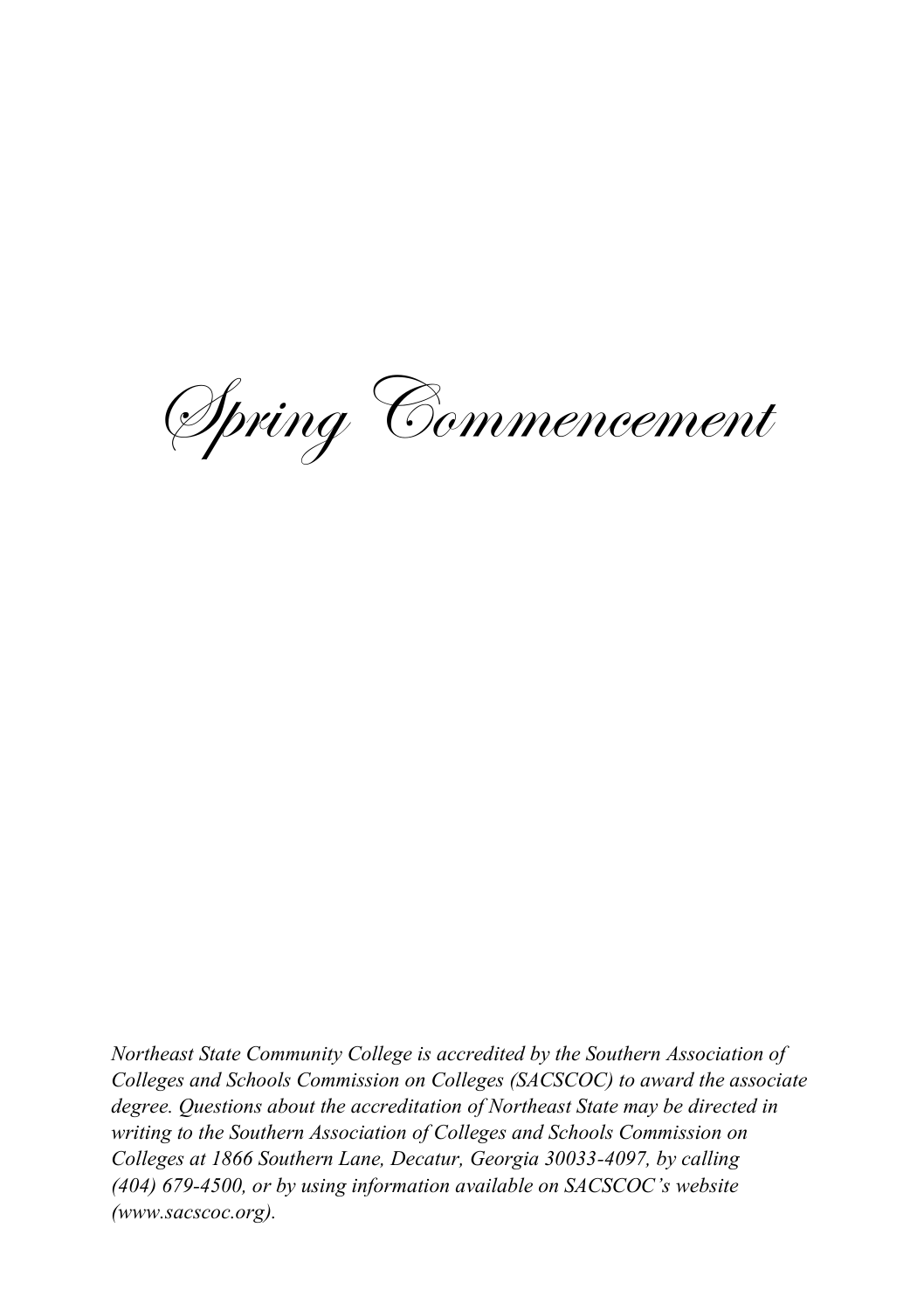# *Spring Commencement*

*Northeast State Community College is accredited by the Southern Association of Colleges and Schools Commission on Colleges (SACSCOC) to award the associate degree. Questions about the accreditation of Northeast State may be directed in writing to the Southern Association of Colleges and Schools Commission on Colleges at 1866 Southern Lane, Decatur, Georgia 30033-4097, by calling (404) 679-4500, or by using information available on SACSCOC's website (www.sacscoc.org).*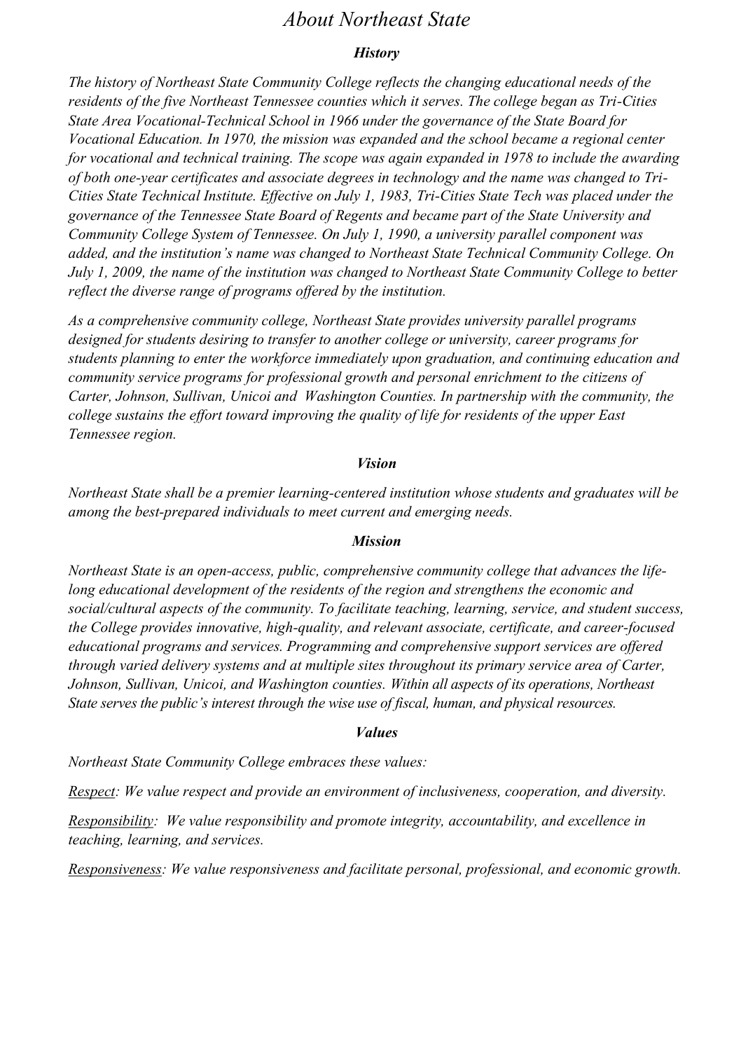# *About Northeast State*

## ***History***

*The history of Northeast State Community College reflects the changing educational needs of the residents of the five Northeast Tennessee counties which it serves. The college began as Tri-Cities State Area Vocational-Technical School in 1966 under the governance of the State Board for Vocational Education. In 1970, the mission was expanded and the school became a regional center for vocational and technical training. The scope was again expanded in 1978 to include the awarding of both one-year certificates and associate degrees in technology and the name was changed to Tri-Cities State Technical Institute. Effective on July 1, 1983, Tri-Cities State Tech was placed under the governance of the Tennessee State Board of Regents and became part of the State University and Community College System of Tennessee. On July 1, 1990, a university parallel component was added, and the institution's name was changed to Northeast State Technical Community College. On July 1, 2009, the name of the institution was changed to Northeast State Community College to better reflect the diverse range of programs offered by the institution.*

*As a comprehensive community college, Northeast State provides university parallel programs designed for students desiring to transfer to another college or university, career programs for students planning to enter the workforce immediately upon graduation, and continuing education and community service programs for professional growth and personal enrichment to the citizens of Carter, Johnson, Sullivan, Unicoi and Washington Counties. In partnership with the community, the college sustains the effort toward improving the quality of life for residents of the upper East Tennessee region.*

## ***Vision***

*Northeast State shall be a premier learning-centered institution whose students and graduates will be among the best-prepared individuals to meet current and emerging needs.*

## ***Mission***

*Northeast State is an open-access, public, comprehensive community college that advances the life-long educational development of the residents of the region and strengthens the economic and social/cultural aspects of the community. To facilitate teaching, learning, service, and student success, the College provides innovative, high-quality, and relevant associate, certificate, and career-focused educational programs and services. Programming and comprehensive support services are offered through varied delivery systems and at multiple sites throughout its primary service area of Carter, Johnson, Sullivan, Unicoi, and Washington counties. Within all aspects of its operations, Northeast State serves the public's interest through the wise use of fiscal, human, and physical resources.*

## ***Values***

*Northeast State Community College embraces these values:*

*Respect: We value respect and provide an environment of inclusiveness, cooperation, and diversity.*

*Responsibility: We value responsibility and promote integrity, accountability, and excellence in teaching, learning, and services.*

*Responsiveness: We value responsiveness and facilitate personal, professional, and economic growth.*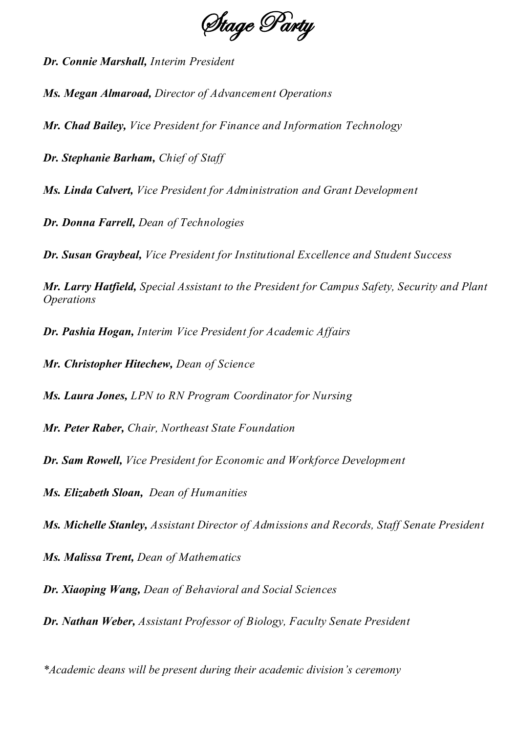# Stage Party

***Dr. Connie Marshall,*** *Interim President*

***Ms. Megan Almaroad,*** *Director of Advancement Operations*

***Mr. Chad Bailey,*** *Vice President for Finance and Information Technology*

***Dr. Stephanie Barham,*** *Chief of Staff*

***Ms. Linda Calvert,*** *Vice President for Administration and Grant Development*

***Dr. Donna Farrell,*** *Dean of Technologies*

***Dr. Susan Graybeal,*** *Vice President for Institutional Excellence and Student Success*

***Mr. Larry Hatfield,*** *Special Assistant to the President for Campus Safety, Security and Plant Operations*

***Dr. Pashia Hogan,*** *Interim Vice President for Academic Affairs*

***Mr. Christopher Hitechew,*** *Dean of Science*

***Ms. Laura Jones,*** *LPN to RN Program Coordinator for Nursing*

***Mr. Peter Raber,*** *Chair, Northeast State Foundation*

***Dr. Sam Rowell,*** *Vice President for Economic and Workforce Development*

***Ms. Elizabeth Sloan,*** *Dean of Humanities*

***Ms. Michelle Stanley,*** *Assistant Director of Admissions and Records, Staff Senate President*

***Ms. Malissa Trent,*** *Dean of Mathematics*

***Dr. Xiaoping Wang,*** *Dean of Behavioral and Social Sciences*

***Dr. Nathan Weber,*** *Assistant Professor of Biology, Faculty Senate President*

*\*Academic deans will be present during their academic division's ceremony*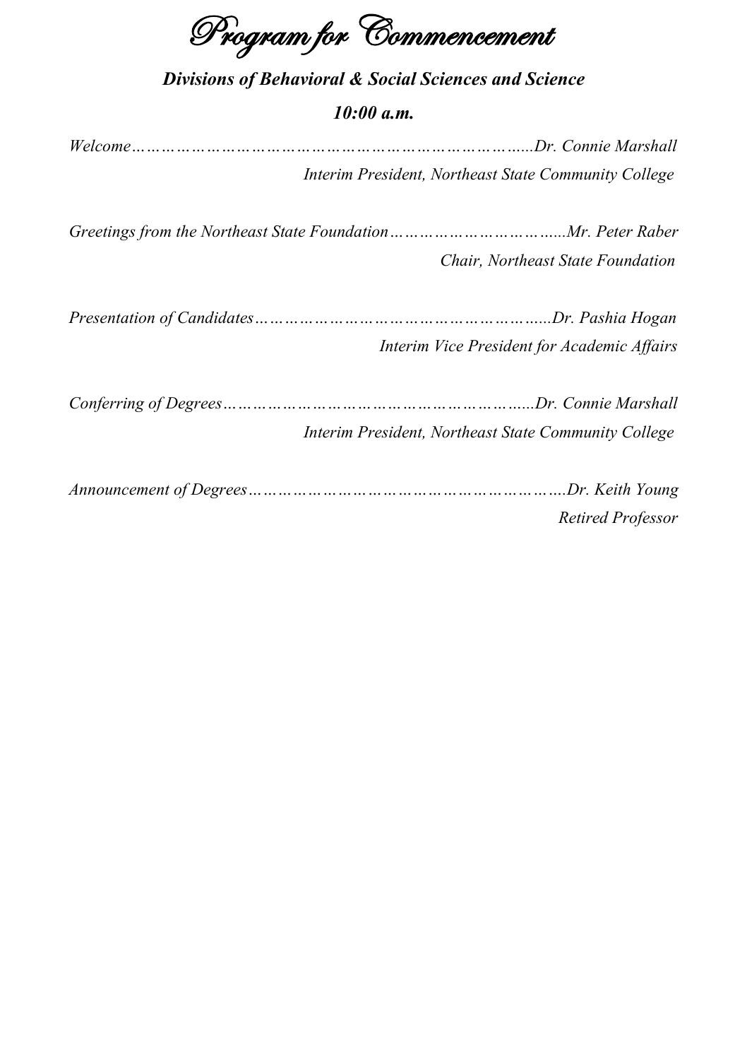# *Program for Commencement*

***Divisions of Behavioral & Social Sciences and Science***

***10:00 a.m.***

*Welcome……………………………………………………………………...Dr. Connie Marshall*
*Interim President, Northeast State Community College*

*Greetings from the Northeast State Foundation……………………………......Mr. Peter Raber*
*Chair, Northeast State Foundation*

*Presentation of Candidates…………………………………………………......Dr. Pashia Hogan*
*Interim Vice President for Academic Affairs*

*Conferring of Degrees……………………………………………………......Dr. Connie Marshall*
*Interim President, Northeast State Community College*

*Announcement of Degrees……………………………………………………….Dr. Keith Young*
*Retired Professor*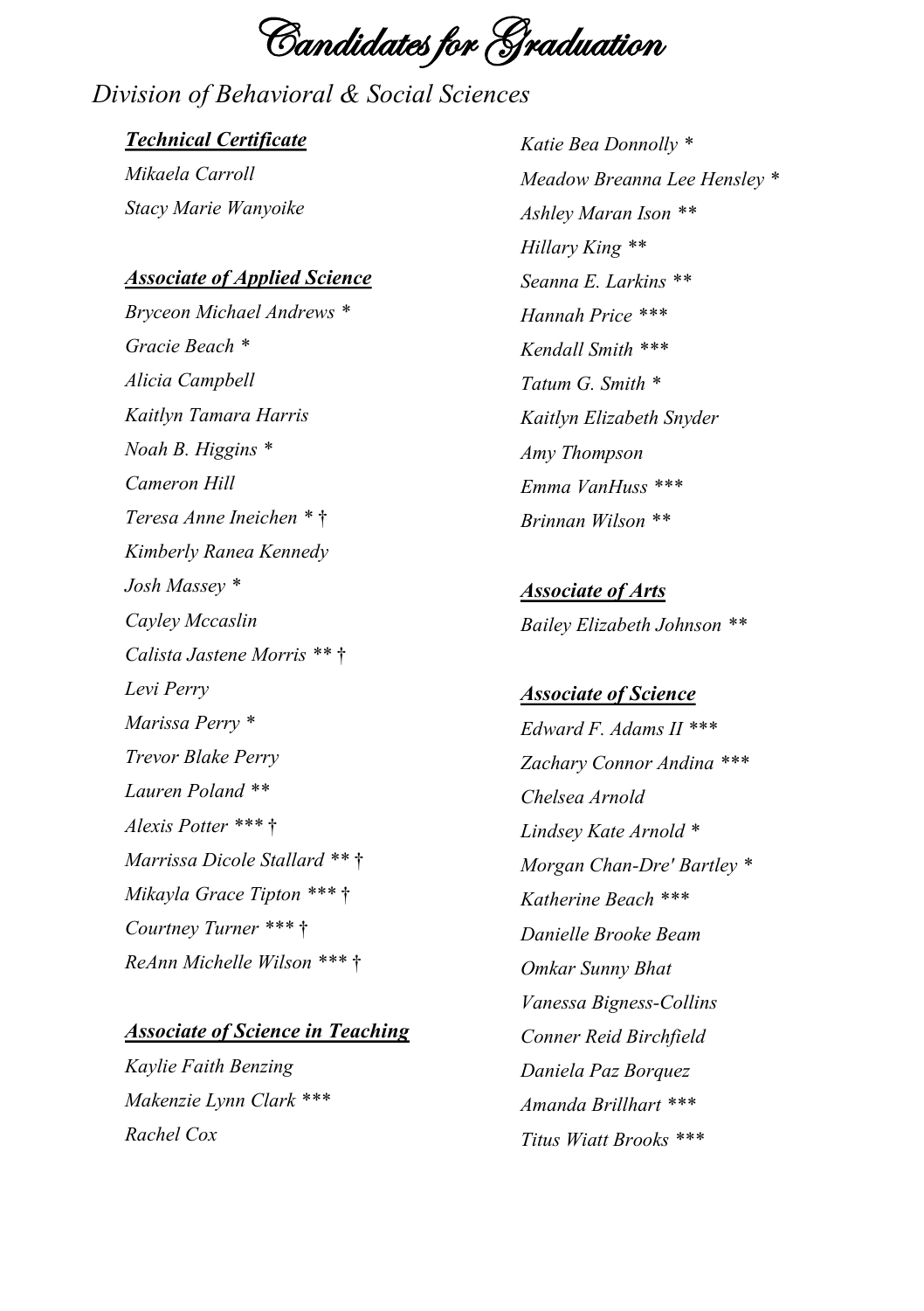# Candidates for Graduation

## *Division of Behavioral & Social Sciences*

### ***Technical Certificate***

*Mikaela Carroll*
*Stacy Marie Wanyoike*

### ***Associate of Applied Science***

*Bryceon Michael Andrews **
*Gracie Beach **
*Alicia Campbell*
*Kaitlyn Tamara Harris*
*Noah B. Higgins **
*Cameron Hill*
*Teresa Anne Ineichen * †*
*Kimberly Ranea Kennedy*
*Josh Massey **
*Cayley Mccaslin*
*Calista Jastene Morris ** †*
*Levi Perry*
*Marissa Perry **
*Trevor Blake Perry*
*Lauren Poland ***
*Alexis Potter *** †*
*Marrissa Dicole Stallard ** †*
*Mikayla Grace Tipton *** †*
*Courtney Turner *** †*
*ReAnn Michelle Wilson *** †*

### ***Associate of Science in Teaching***

*Kaylie Faith Benzing*
*Makenzie Lynn Clark ****
*Rachel Cox*
*Katie Bea Donnolly **
*Meadow Breanna Lee Hensley **
*Ashley Maran Ison ***
*Hillary King ***
*Seanna E. Larkins ***
*Hannah Price ****
*Kendall Smith ****
*Tatum G. Smith **
*Kaitlyn Elizabeth Snyder*
*Amy Thompson*
*Emma VanHuss ****
*Brinnan Wilson ***

### ***Associate of Arts***

*Bailey Elizabeth Johnson ***

### ***Associate of Science***

*Edward F. Adams II ****
*Zachary Connor Andina ****
*Chelsea Arnold*
*Lindsey Kate Arnold **
*Morgan Chan-Dre' Bartley **
*Katherine Beach ****
*Danielle Brooke Beam*
*Omkar Sunny Bhat*
*Vanessa Bigness-Collins*
*Conner Reid Birchfield*
*Daniela Paz Borquez*
*Amanda Brillhart ****
*Titus Wiatt Brooks ****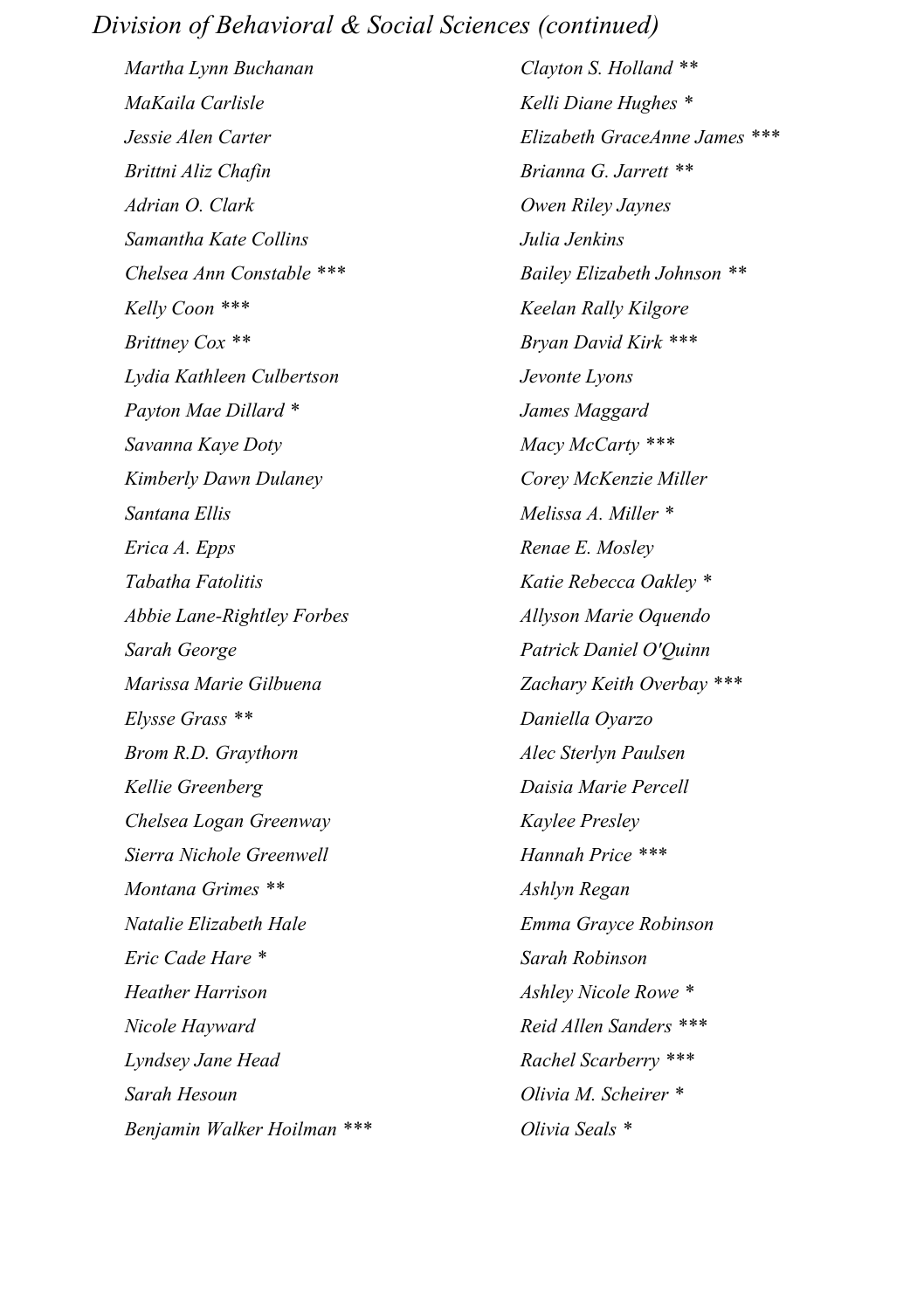## *Division of Behavioral & Social Sciences (continued)*

*Martha Lynn Buchanan*
*MaKaila Carlisle*
*Jessie Alen Carter*
*Brittni Aliz Chafin*
*Adrian O. Clark*
*Samantha Kate Collins*
*Chelsea Ann Constable ****
*Kelly Coon ****
*Brittney Cox ***
*Lydia Kathleen Culbertson*
*Payton Mae Dillard **
*Savanna Kaye Doty*
*Kimberly Dawn Dulaney*
*Santana Ellis*
*Erica A. Epps*
*Tabatha Fatolitis*
*Abbie Lane-Rightley Forbes*
*Sarah George*
*Marissa Marie Gilbuena*
*Elysse Grass ***
*Brom R.D. Graythorn*
*Kellie Greenberg*
*Chelsea Logan Greenway*
*Sierra Nichole Greenwell*
*Montana Grimes ***
*Natalie Elizabeth Hale*
*Eric Cade Hare **
*Heather Harrison*
*Nicole Hayward*
*Lyndsey Jane Head*
*Sarah Hesoun*
*Benjamin Walker Hoilman ****
*Clayton S. Holland ***
*Kelli Diane Hughes **
*Elizabeth GraceAnne James ****
*Brianna G. Jarrett ***
*Owen Riley Jaynes*
*Julia Jenkins*
*Bailey Elizabeth Johnson ***
*Keelan Rally Kilgore*
*Bryan David Kirk ****
*Jevonte Lyons*
*James Maggard*
*Macy McCarty ****
*Corey McKenzie Miller*
*Melissa A. Miller **
*Renae E. Mosley*
*Katie Rebecca Oakley **
*Allyson Marie Oquendo*
*Patrick Daniel O'Quinn*
*Zachary Keith Overbay ****
*Daniella Oyarzo*
*Alec Sterlyn Paulsen*
*Daisia Marie Percell*
*Kaylee Presley*
*Hannah Price ****
*Ashlyn Regan*
*Emma Grayce Robinson*
*Sarah Robinson*
*Ashley Nicole Rowe **
*Reid Allen Sanders ****
*Rachel Scarberry ****
*Olivia M. Scheirer **
*Olivia Seals **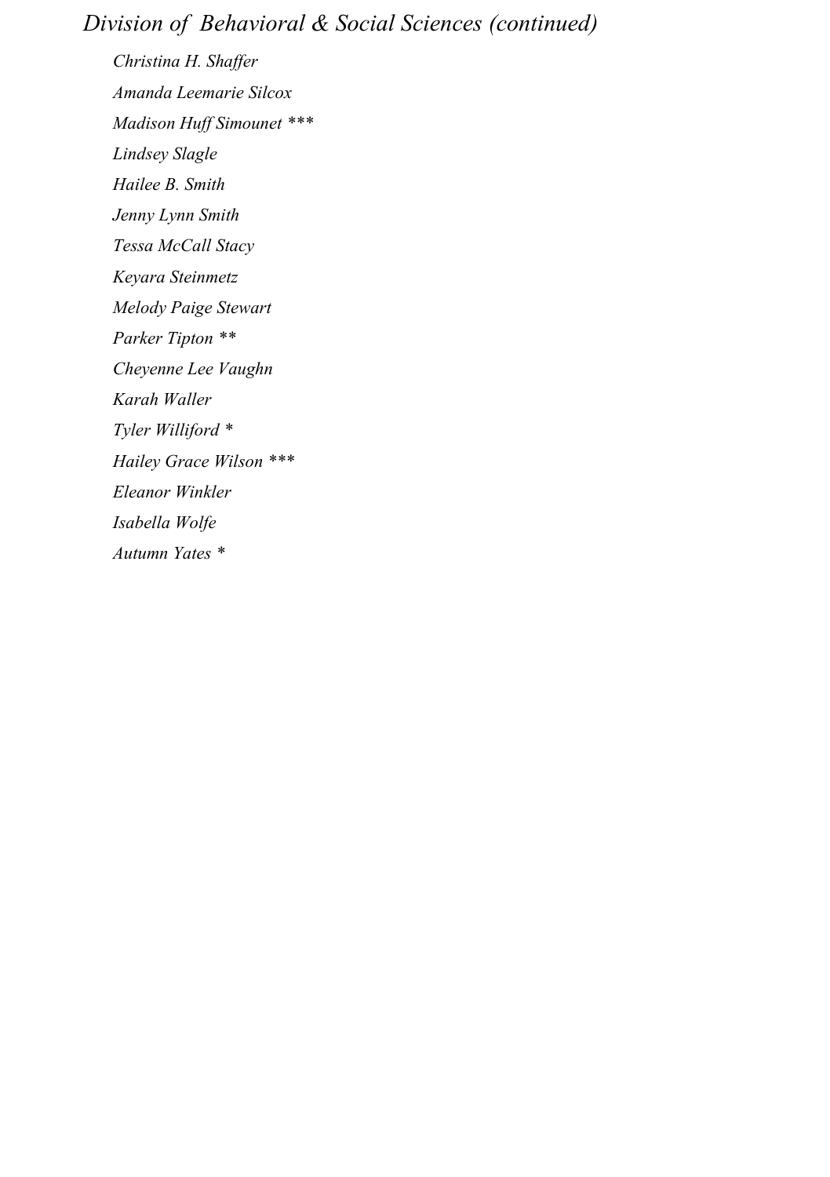## *Division of Behavioral & Social Sciences (continued)*

*Christina H. Shaffer*

*Amanda Leemarie Silcox*

*Madison Huff Simounet ****

*Lindsey Slagle*

*Hailee B. Smith*

*Jenny Lynn Smith*

*Tessa McCall Stacy*

*Keyara Steinmetz*

*Melody Paige Stewart*

*Parker Tipton ***

*Cheyenne Lee Vaughn*

*Karah Waller*

*Tyler Williford **

*Hailey Grace Wilson ****

*Eleanor Winkler*

*Isabella Wolfe*

*Autumn Yates **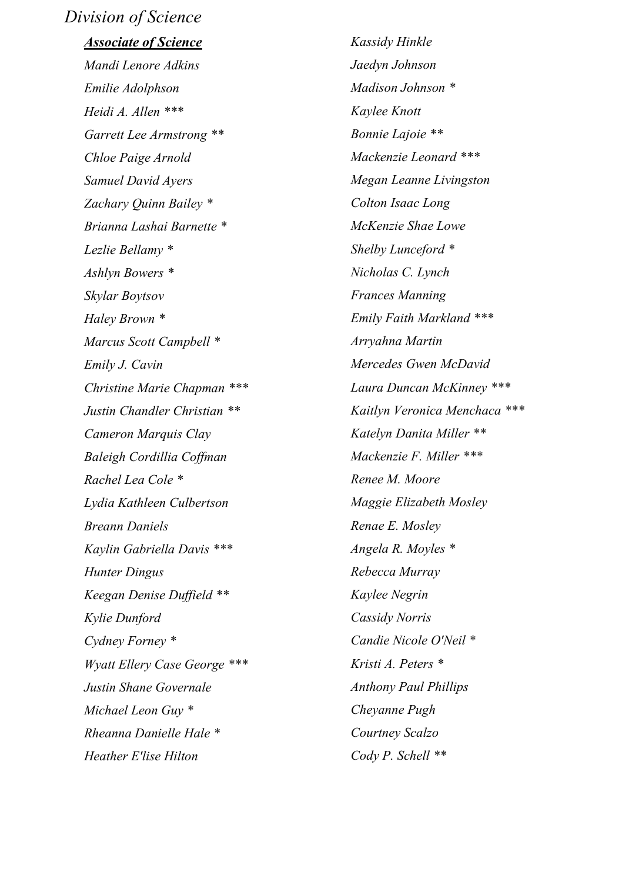## *Division of Science*

***Associate of Science***

*Mandi Lenore Adkins*
*Emilie Adolphson*
*Heidi A. Allen ****
*Garrett Lee Armstrong ***
*Chloe Paige Arnold*
*Samuel David Ayers*
*Zachary Quinn Bailey **
*Brianna Lashai Barnette **
*Lezlie Bellamy **
*Ashlyn Bowers **
*Skylar Boytsov*
*Haley Brown **
*Marcus Scott Campbell **
*Emily J. Cavin*
*Christine Marie Chapman ****
*Justin Chandler Christian ***
*Cameron Marquis Clay*
*Baleigh Cordillia Coffman*
*Rachel Lea Cole **
*Lydia Kathleen Culbertson*
*Breann Daniels*
*Kaylin Gabriella Davis ****
*Hunter Dingus*
*Keegan Denise Duffield ***
*Kylie Dunford*
*Cydney Forney **
*Wyatt Ellery Case George ****
*Justin Shane Governale*
*Michael Leon Guy **
*Rheanna Danielle Hale **
*Heather E'lise Hilton*
*Kassidy Hinkle*
*Jaedyn Johnson*
*Madison Johnson **
*Kaylee Knott*
*Bonnie Lajoie ***
*Mackenzie Leonard ****
*Megan Leanne Livingston*
*Colton Isaac Long*
*McKenzie Shae Lowe*
*Shelby Lunceford **
*Nicholas C. Lynch*
*Frances Manning*
*Emily Faith Markland ****
*Arryahna Martin*
*Mercedes Gwen McDavid*
*Laura Duncan McKinney ****
*Kaitlyn Veronica Menchaca ****
*Katelyn Danita Miller ***
*Mackenzie F. Miller ****
*Renee M. Moore*
*Maggie Elizabeth Mosley*
*Renae E. Mosley*
*Angela R. Moyles **
*Rebecca Murray*
*Kaylee Negrin*
*Cassidy Norris*
*Candie Nicole O'Neil **
*Kristi A. Peters **
*Anthony Paul Phillips*
*Cheyanne Pugh*
*Courtney Scalzo*
*Cody P. Schell ***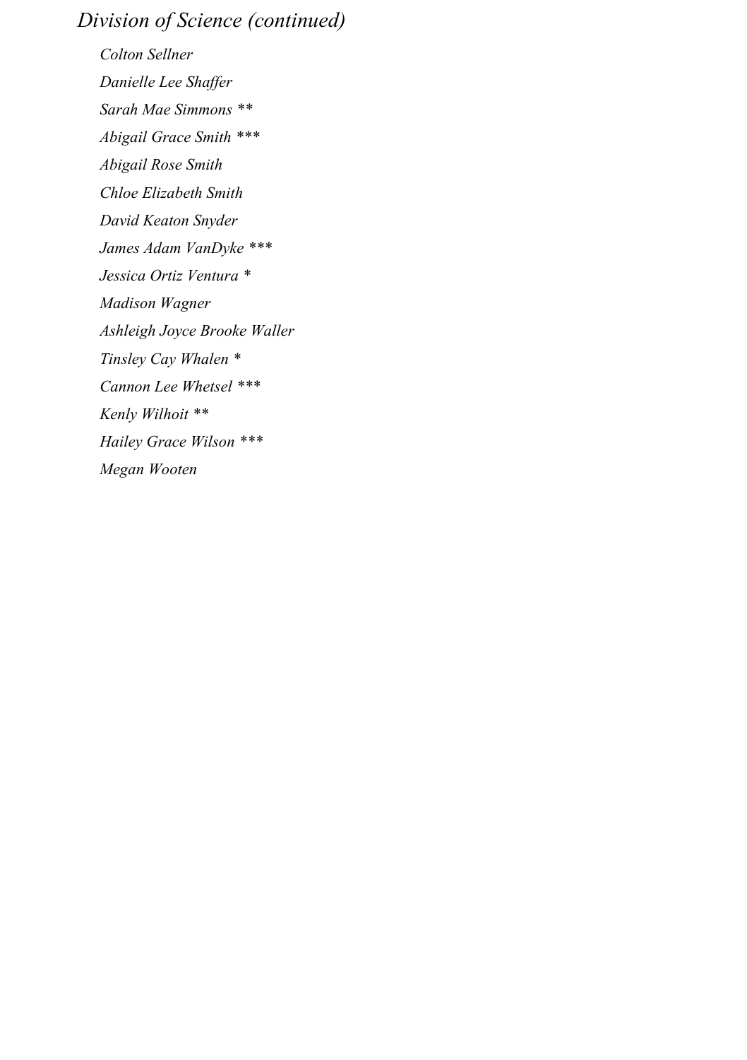## *Division of Science (continued)*

*Colton Sellner*

*Danielle Lee Shaffer*

*Sarah Mae Simmons ***

*Abigail Grace Smith ****

*Abigail Rose Smith*

*Chloe Elizabeth Smith*

*David Keaton Snyder*

*James Adam VanDyke ****

*Jessica Ortiz Ventura **

*Madison Wagner*

*Ashleigh Joyce Brooke Waller*

*Tinsley Cay Whalen **

*Cannon Lee Whetsel ****

*Kenly Wilhoit ***

*Hailey Grace Wilson ****

*Megan Wooten*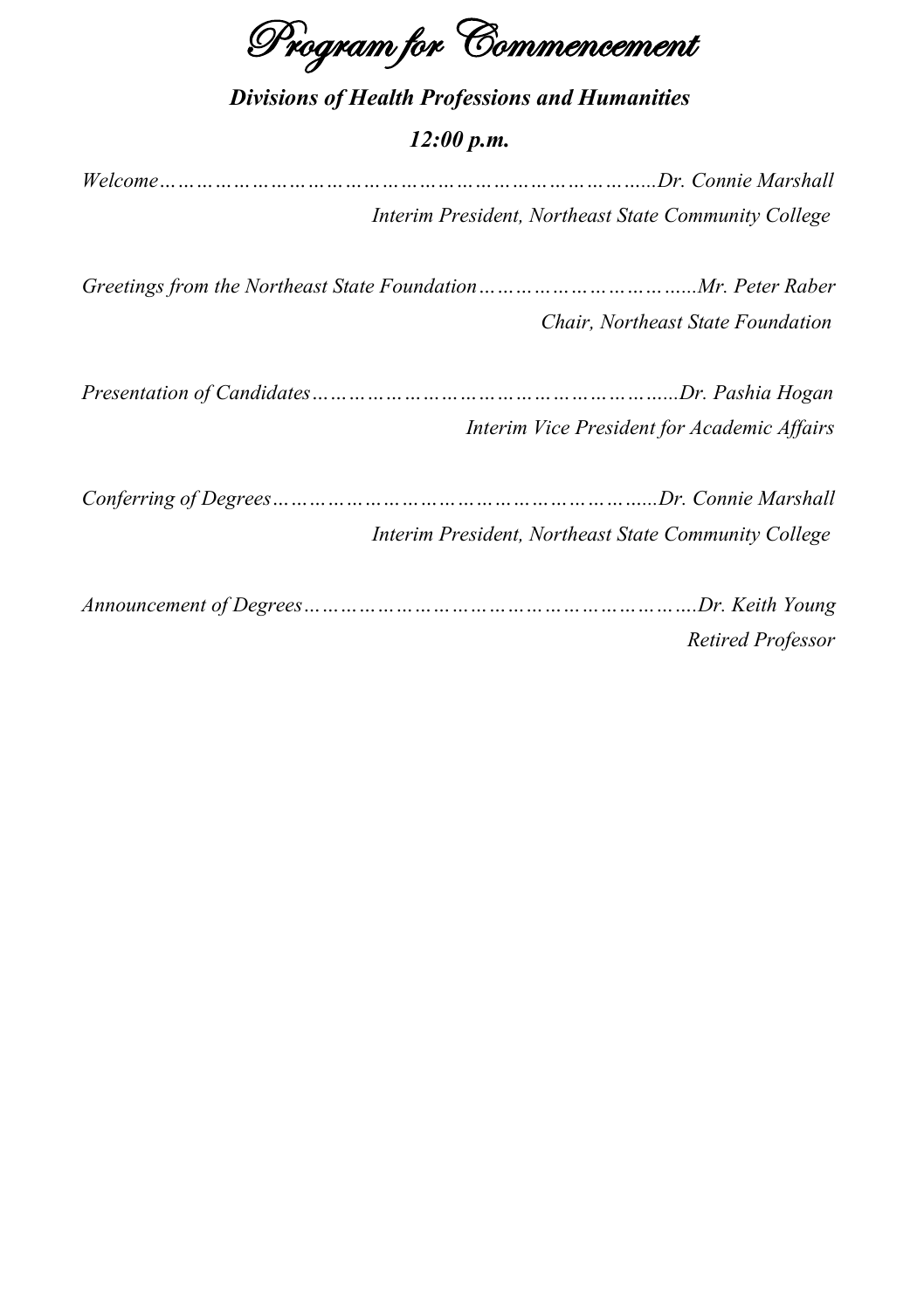# Program for Commencement

***Divisions of Health Professions and Humanities***

***12:00 p.m.***

*Welcome……………………………………………………………………..Dr. Connie Marshall*
*Interim President, Northeast State Community College*

*Greetings from the Northeast State Foundation……………………………...Mr. Peter Raber*
*Chair, Northeast State Foundation*

*Presentation of Candidates…………………………………………………...Dr. Pashia Hogan*
*Interim Vice President for Academic Affairs*

*Conferring of Degrees…………………………………………………….....Dr. Connie Marshall*
*Interim President, Northeast State Community College*

*Announcement of Degrees……………………………………………………….Dr. Keith Young*
*Retired Professor*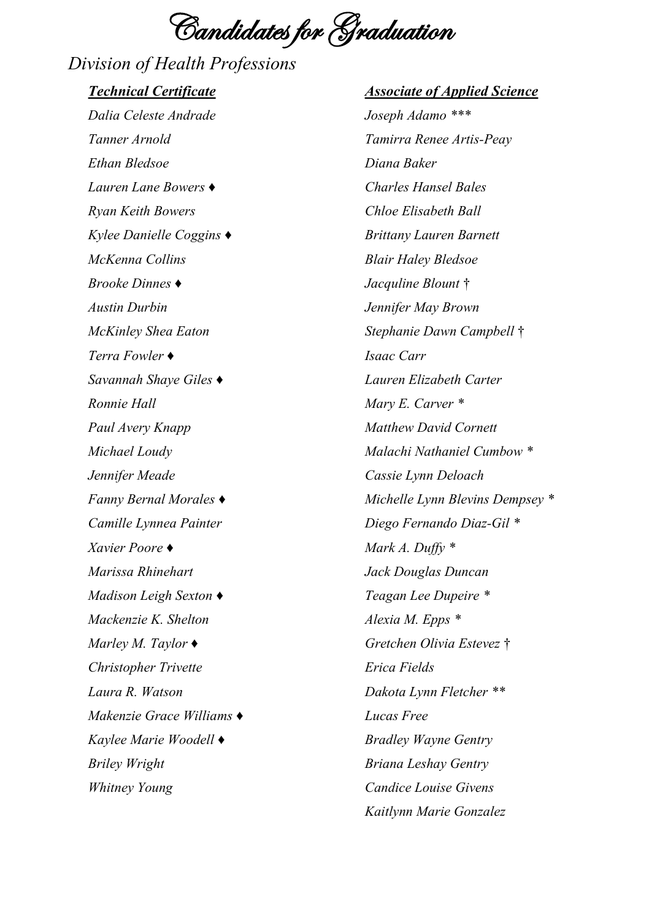# Candidates for Graduation

## *Division of Health Professions*

### ***Technical Certificate***

*Dalia Celeste Andrade*
*Tanner Arnold*
*Ethan Bledsoe*
*Lauren Lane Bowers ♦*
*Ryan Keith Bowers*
*Kylee Danielle Coggins ♦*
*McKenna Collins*
*Brooke Dinnes ♦*
*Austin Durbin*
*McKinley Shea Eaton*
*Terra Fowler ♦*
*Savannah Shaye Giles ♦*
*Ronnie Hall*
*Paul Avery Knapp*
*Michael Loudy*
*Jennifer Meade*
*Fanny Bernal Morales ♦*
*Camille Lynnea Painter*
*Xavier Poore ♦*
*Marissa Rhinehart*
*Madison Leigh Sexton ♦*
*Mackenzie K. Shelton*
*Marley M. Taylor ♦*
*Christopher Trivette*
*Laura R. Watson*
*Makenzie Grace Williams ♦*
*Kaylee Marie Woodell ♦*
*Briley Wright*
*Whitney Young*

### ***Associate of Applied Science***

*Joseph Adamo ****
*Tamirra Renee Artis-Peay*
*Diana Baker*
*Charles Hansel Bales*
*Chloe Elisabeth Ball*
*Brittany Lauren Barnett*
*Blair Haley Bledsoe*
*Jacquline Blount †*
*Jennifer May Brown*
*Stephanie Dawn Campbell †*
*Isaac Carr*
*Lauren Elizabeth Carter*
*Mary E. Carver **
*Matthew David Cornett*
*Malachi Nathaniel Cumbow **
*Cassie Lynn Deloach*
*Michelle Lynn Blevins Dempsey **
*Diego Fernando Diaz-Gil **
*Mark A. Duffy **
*Jack Douglas Duncan*
*Teagan Lee Dupeire **
*Alexia M. Epps **
*Gretchen Olivia Estevez †*
*Erica Fields*
*Dakota Lynn Fletcher ***
*Lucas Free*
*Bradley Wayne Gentry*
*Briana Leshay Gentry*
*Candice Louise Givens*
*Kaitlynn Marie Gonzalez*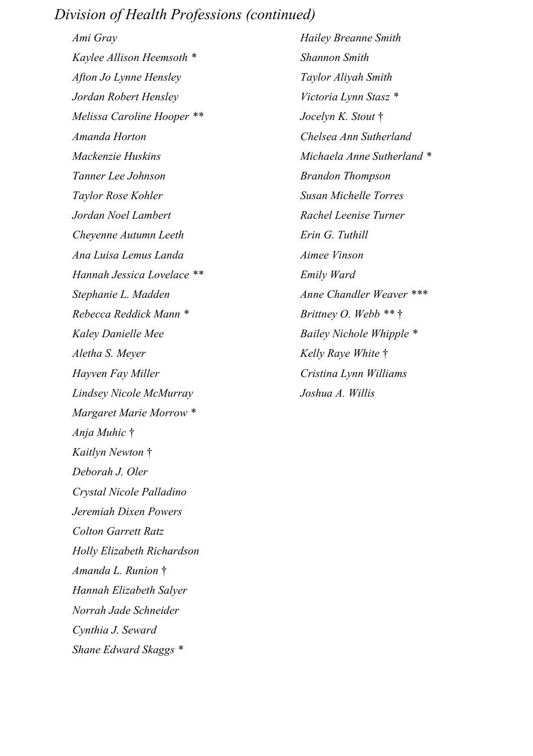*Division of Health Professions (continued)*

*Ami Gray*
*Kaylee Allison Heemsoth* *
*Afton Jo Lynne Hensley*
*Jordan Robert Hensley*
*Melissa Caroline Hooper* **
*Amanda Horton*
*Mackenzie Huskins*
*Tanner Lee Johnson*
*Taylor Rose Kohler*
*Jordan Noel Lambert*
*Cheyenne Autumn Leeth*
*Ana Luisa Lemus Landa*
*Hannah Jessica Lovelace* **
*Stephanie L. Madden*
*Rebecca Reddick Mann* *
*Kaley Danielle Mee*
*Aletha S. Meyer*
*Hayven Fay Miller*
*Lindsey Nicole McMurray*
*Margaret Marie Morrow* *
*Anja Muhic* †
*Kaitlyn Newton* †
*Deborah J. Oler*
*Crystal Nicole Palladino*
*Jeremiah Dixen Powers*
*Colton Garrett Ratz*
*Holly Elizabeth Richardson*
*Amanda L. Runion* †
*Hannah Elizabeth Salyer*
*Norrah Jade Schneider*
*Cynthia J. Seward*
*Shane Edward Skaggs* *
*Hailey Breanne Smith*
*Shannon Smith*
*Taylor Aliyah Smith*
*Victoria Lynn Stasz* *
*Jocelyn K. Stout* †
*Chelsea Ann Sutherland*
*Michaela Anne Sutherland* *
*Brandon Thompson*
*Susan Michelle Torres*
*Rachel Leenise Turner*
*Erin G. Tuthill*
*Aimee Vinson*
*Emily Ward*
*Anne Chandler Weaver* ***
*Brittney O. Webb* ** †
*Bailey Nichole Whipple* *
*Kelly Raye White* †
*Cristina Lynn Williams*
*Joshua A. Willis*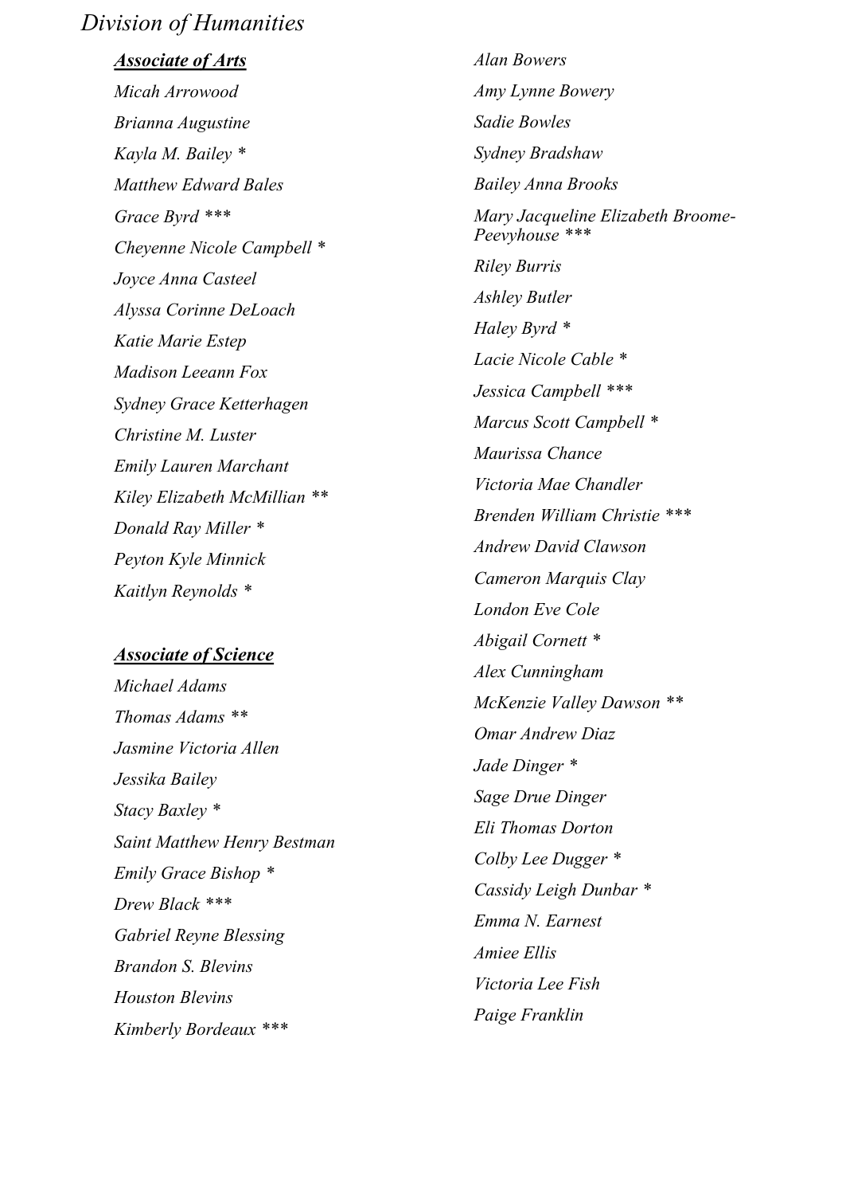# *Division of Humanities*

## ***Associate of Arts***

*Micah Arrowood*

*Brianna Augustine*

*Kayla M. Bailey **

*Matthew Edward Bales*

*Grace Byrd ****

*Cheyenne Nicole Campbell **

*Joyce Anna Casteel*

*Alyssa Corinne DeLoach*

*Katie Marie Estep*

*Madison Leeann Fox*

*Sydney Grace Ketterhagen*

*Christine M. Luster*

*Emily Lauren Marchant*

*Kiley Elizabeth McMillian ***

*Donald Ray Miller **

*Peyton Kyle Minnick*

*Kaitlyn Reynolds **

## ***Associate of Science***

*Michael Adams*

*Thomas Adams ***

*Jasmine Victoria Allen*

*Jessika Bailey*

*Stacy Baxley **

*Saint Matthew Henry Bestman*

*Emily Grace Bishop **

*Drew Black ****

*Gabriel Reyne Blessing*

*Brandon S. Blevins*

*Houston Blevins*

*Kimberly Bordeaux ****

*Alan Bowers*

*Amy Lynne Bowery*

*Sadie Bowles*

*Sydney Bradshaw*

*Bailey Anna Brooks*

*Mary Jacqueline Elizabeth Broome-Peevyhouse ****

*Riley Burris*

*Ashley Butler*

*Haley Byrd **

*Lacie Nicole Cable **

*Jessica Campbell ****

*Marcus Scott Campbell **

*Maurissa Chance*

*Victoria Mae Chandler*

*Brenden William Christie ****

*Andrew David Clawson*

*Cameron Marquis Clay*

*London Eve Cole*

*Abigail Cornett **

*Alex Cunningham*

*McKenzie Valley Dawson ***

*Omar Andrew Diaz*

*Jade Dinger **

*Sage Drue Dinger*

*Eli Thomas Dorton*

*Colby Lee Dugger **

*Cassidy Leigh Dunbar **

*Emma N. Earnest*

*Amiee Ellis*

*Victoria Lee Fish*

*Paige Franklin*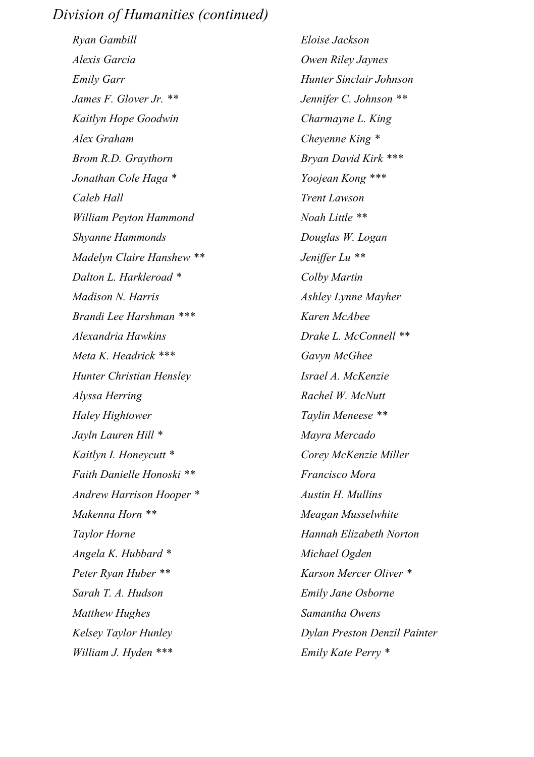*Division of Humanities (continued)*

*Ryan Gambill*
*Alexis Garcia*
*Emily Garr*
*James F. Glover Jr. ***
*Kaitlyn Hope Goodwin*
*Alex Graham*
*Brom R.D. Graythorn*
*Jonathan Cole Haga **
*Caleb Hall*
*William Peyton Hammond*
*Shyanne Hammonds*
*Madelyn Claire Hanshew ***
*Dalton L. Harkleroad **
*Madison N. Harris*
*Brandi Lee Harshman ****
*Alexandria Hawkins*
*Meta K. Headrick ****
*Hunter Christian Hensley*
*Alyssa Herring*
*Haley Hightower*
*Jayln Lauren Hill **
*Kaitlyn I. Honeycutt **
*Faith Danielle Honoski ***
*Andrew Harrison Hooper **
*Makenna Horn ***
*Taylor Horne*
*Angela K. Hubbard **
*Peter Ryan Huber ***
*Sarah T. A. Hudson*
*Matthew Hughes*
*Kelsey Taylor Hunley*
*William J. Hyden ****
*Eloise Jackson*
*Owen Riley Jaynes*
*Hunter Sinclair Johnson*
*Jennifer C. Johnson ***
*Charmayne L. King*
*Cheyenne King **
*Bryan David Kirk ****
*Yoojean Kong ****
*Trent Lawson*
*Noah Little ***
*Douglas W. Logan*
*Jeniffer Lu ***
*Colby Martin*
*Ashley Lynne Mayher*
*Karen McAbee*
*Drake L. McConnell ***
*Gavyn McGhee*
*Israel A. McKenzie*
*Rachel W. McNutt*
*Taylin Meneese ***
*Mayra Mercado*
*Corey McKenzie Miller*
*Francisco Mora*
*Austin H. Mullins*
*Meagan Musselwhite*
*Hannah Elizabeth Norton*
*Michael Ogden*
*Karson Mercer Oliver **
*Emily Jane Osborne*
*Samantha Owens*
*Dylan Preston Denzil Painter*
*Emily Kate Perry **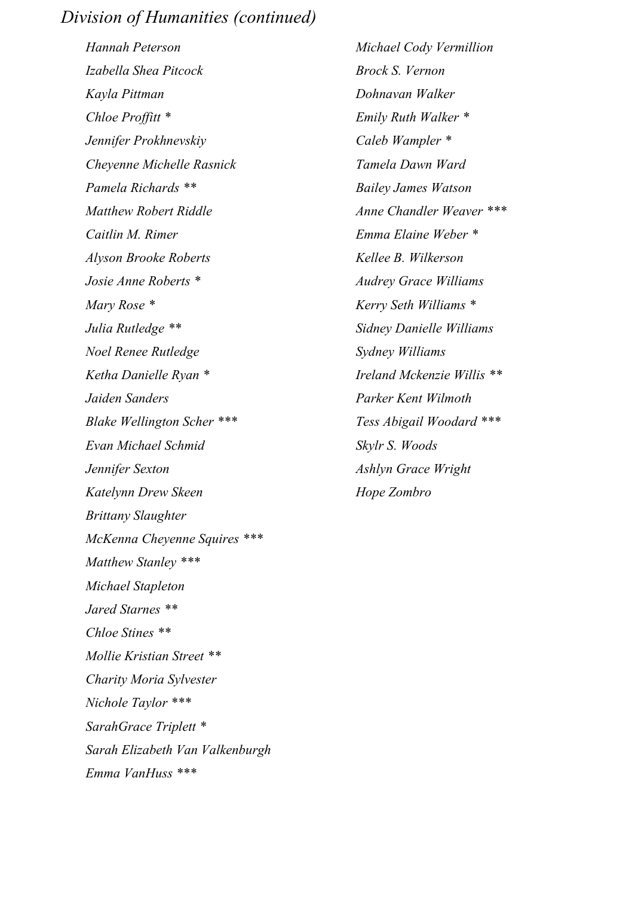## *Division of Humanities (continued)*

*Hannah Peterson*
*Izabella Shea Pitcock*
*Kayla Pittman*
*Chloe Proffitt **
*Jennifer Prokhnevskiy*
*Cheyenne Michelle Rasnick*
*Pamela Richards ***
*Matthew Robert Riddle*
*Caitlin M. Rimer*
*Alyson Brooke Roberts*
*Josie Anne Roberts **
*Mary Rose **
*Julia Rutledge ***
*Noel Renee Rutledge*
*Ketha Danielle Ryan **
*Jaiden Sanders*
*Blake Wellington Scher ****
*Evan Michael Schmid*
*Jennifer Sexton*
*Katelynn Drew Skeen*
*Brittany Slaughter*
*McKenna Cheyenne Squires ****
*Matthew Stanley ****
*Michael Stapleton*
*Jared Starnes ***
*Chloe Stines ***
*Mollie Kristian Street ***
*Charity Moria Sylvester*
*Nichole Taylor ****
*SarahGrace Triplett **
*Sarah Elizabeth Van Valkenburgh*
*Emma VanHuss ****
*Michael Cody Vermillion*
*Brock S. Vernon*
*Dohnavan Walker*
*Emily Ruth Walker **
*Caleb Wampler **
*Tamela Dawn Ward*
*Bailey James Watson*
*Anne Chandler Weaver ****
*Emma Elaine Weber **
*Kellee B. Wilkerson*
*Audrey Grace Williams*
*Kerry Seth Williams **
*Sidney Danielle Williams*
*Sydney Williams*
*Ireland Mckenzie Willis ***
*Parker Kent Wilmoth*
*Tess Abigail Woodard ****
*Skylr S. Woods*
*Ashlyn Grace Wright*
*Hope Zombro*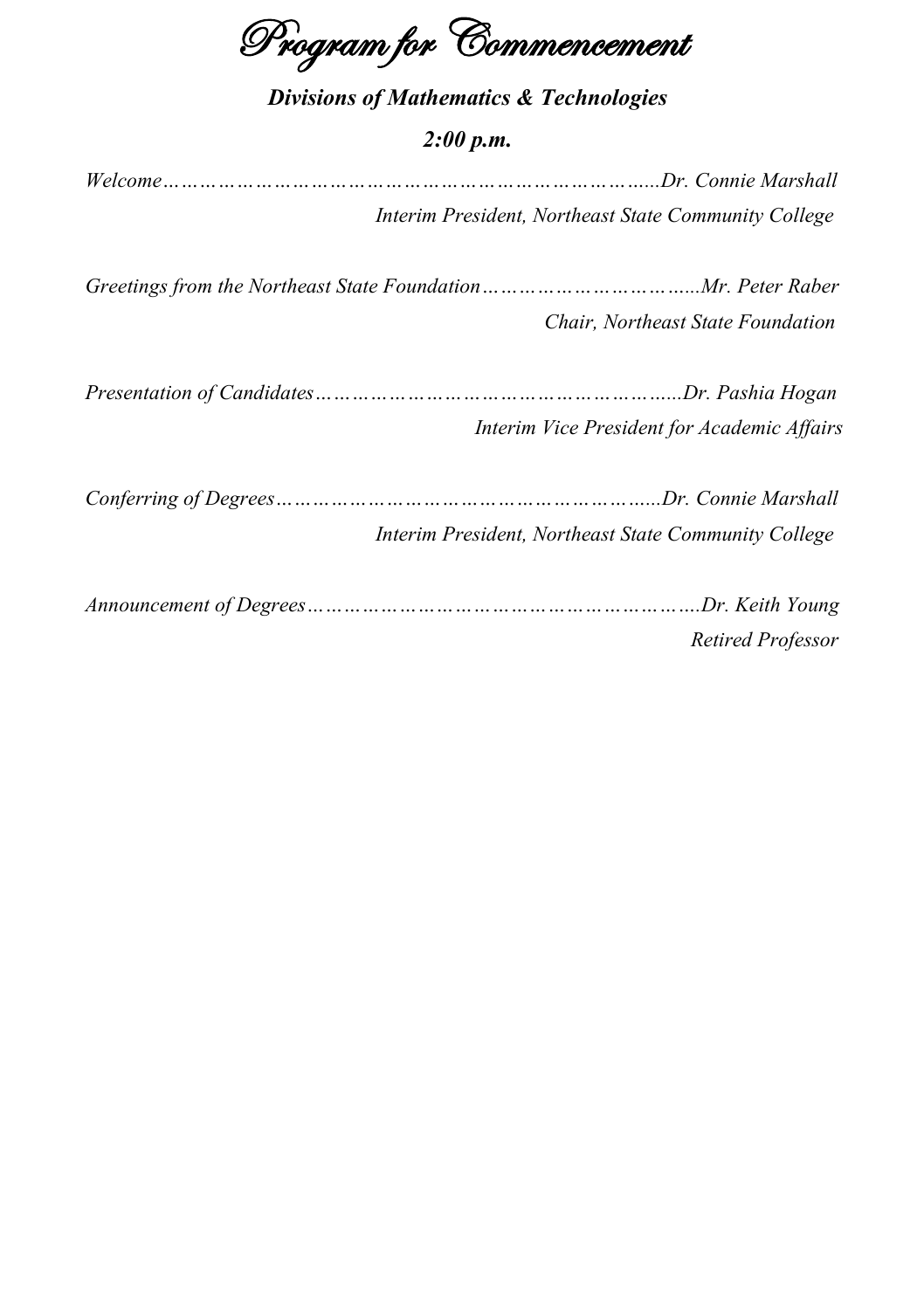# *Program for Commencement*

***Divisions of Mathematics & Technologies***

***2:00 p.m.***

*Welcome……………………………………………………………………...Dr. Connie Marshall*
*Interim President, Northeast State Community College*

*Greetings from the Northeast State Foundation……………………………......Mr. Peter Raber*
*Chair, Northeast State Foundation*

*Presentation of Candidates…………………………………………………......Dr. Pashia Hogan*
*Interim Vice President for Academic Affairs*

*Conferring of Degrees……………………………………………………......Dr. Connie Marshall*
*Interim President, Northeast State Community College*

*Announcement of Degrees……………………………………………………….Dr. Keith Young*
*Retired Professor*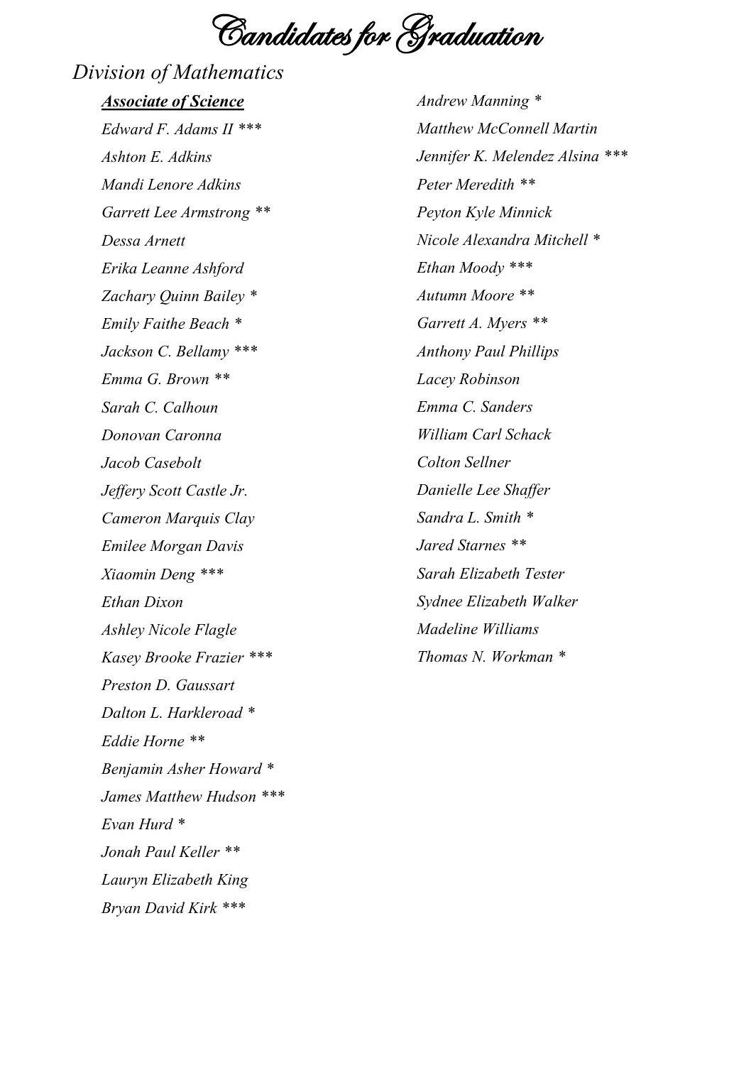# Candidates for Graduation

## *Division of Mathematics*

### ***Associate of Science***

*Edward F. Adams II ****

*Ashton E. Adkins*

*Mandi Lenore Adkins*

*Garrett Lee Armstrong ***

*Dessa Arnett*

*Erika Leanne Ashford*

*Zachary Quinn Bailey **

*Emily Faithe Beach **

*Jackson C. Bellamy ****

*Emma G. Brown ***

*Sarah C. Calhoun*

*Donovan Caronna*

*Jacob Casebolt*

*Jeffery Scott Castle Jr.*

*Cameron Marquis Clay*

*Emilee Morgan Davis*

*Xiaomin Deng ****

*Ethan Dixon*

*Ashley Nicole Flagle*

*Kasey Brooke Frazier ****

*Preston D. Gaussart*

*Dalton L. Harkleroad **

*Eddie Horne ***

*Benjamin Asher Howard **

*James Matthew Hudson ****

*Evan Hurd **

*Jonah Paul Keller ***

*Lauryn Elizabeth King*

*Bryan David Kirk ****

*Andrew Manning **

*Matthew McConnell Martin*

*Jennifer K. Melendez Alsina ****

*Peter Meredith ***

*Peyton Kyle Minnick*

*Nicole Alexandra Mitchell **

*Ethan Moody ****

*Autumn Moore ***

*Garrett A. Myers ***

*Anthony Paul Phillips*

*Lacey Robinson*

*Emma C. Sanders*

*William Carl Schack*

*Colton Sellner*

*Danielle Lee Shaffer*

*Sandra L. Smith **

*Jared Starnes ***

*Sarah Elizabeth Tester*

*Sydnee Elizabeth Walker*

*Madeline Williams*

*Thomas N. Workman **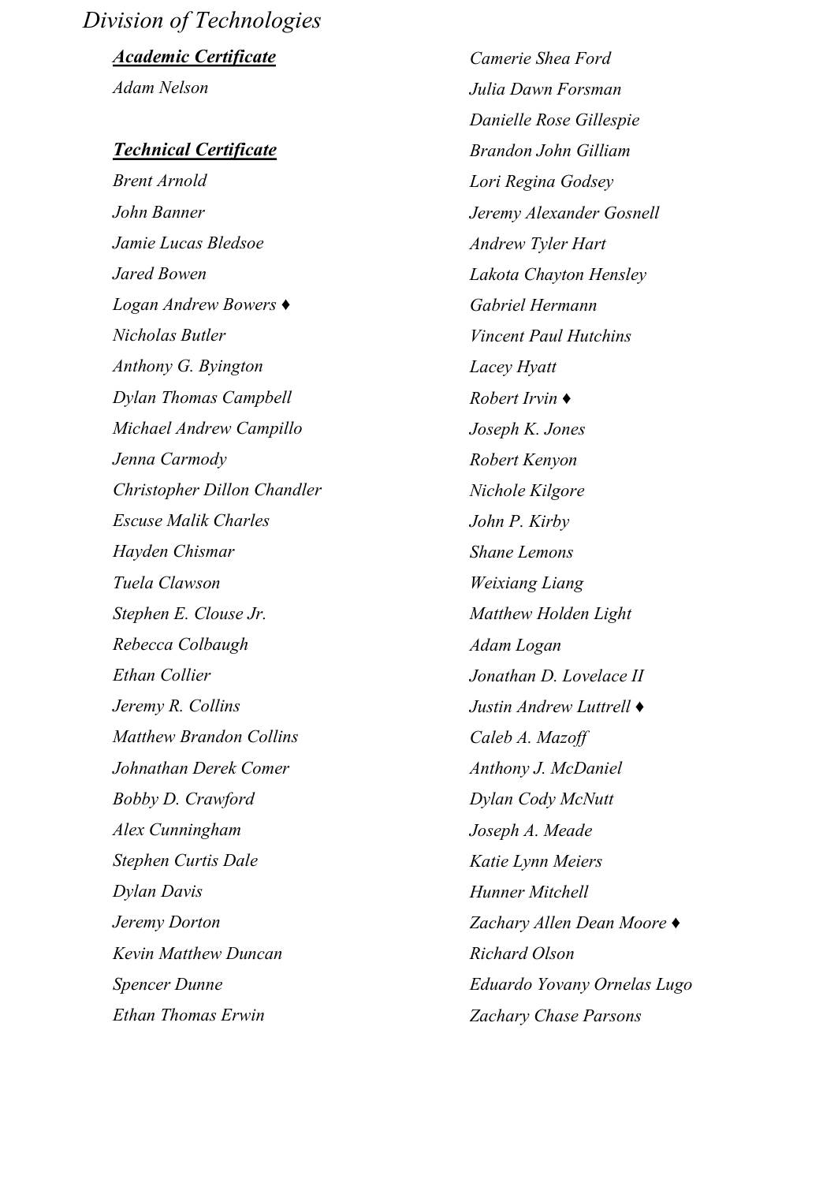# *Division of Technologies*

***Academic Certificate***

*Adam Nelson*

***Technical Certificate***

*Brent Arnold*
*John Banner*
*Jamie Lucas Bledsoe*
*Jared Bowen*
*Logan Andrew Bowers ♦*
*Nicholas Butler*
*Anthony G. Byington*
*Dylan Thomas Campbell*
*Michael Andrew Campillo*
*Jenna Carmody*
*Christopher Dillon Chandler*
*Escuse Malik Charles*
*Hayden Chismar*
*Tuela Clawson*
*Stephen E. Clouse Jr.*
*Rebecca Colbaugh*
*Ethan Collier*
*Jeremy R. Collins*
*Matthew Brandon Collins*
*Johnathan Derek Comer*
*Bobby D. Crawford*
*Alex Cunningham*
*Stephen Curtis Dale*
*Dylan Davis*
*Jeremy Dorton*
*Kevin Matthew Duncan*
*Spencer Dunne*
*Ethan Thomas Erwin*
*Camerie Shea Ford*
*Julia Dawn Forsman*
*Danielle Rose Gillespie*
*Brandon John Gilliam*
*Lori Regina Godsey*
*Jeremy Alexander Gosnell*
*Andrew Tyler Hart*
*Lakota Chayton Hensley*
*Gabriel Hermann*
*Vincent Paul Hutchins*
*Lacey Hyatt*
*Robert Irvin ♦*
*Joseph K. Jones*
*Robert Kenyon*
*Nichole Kilgore*
*John P. Kirby*
*Shane Lemons*
*Weixiang Liang*
*Matthew Holden Light*
*Adam Logan*
*Jonathan D. Lovelace II*
*Justin Andrew Luttrell ♦*
*Caleb A. Mazoff*
*Anthony J. McDaniel*
*Dylan Cody McNutt*
*Joseph A. Meade*
*Katie Lynn Meiers*
*Hunner Mitchell*
*Zachary Allen Dean Moore ♦*
*Richard Olson*
*Eduardo Yovany Ornelas Lugo*
*Zachary Chase Parsons*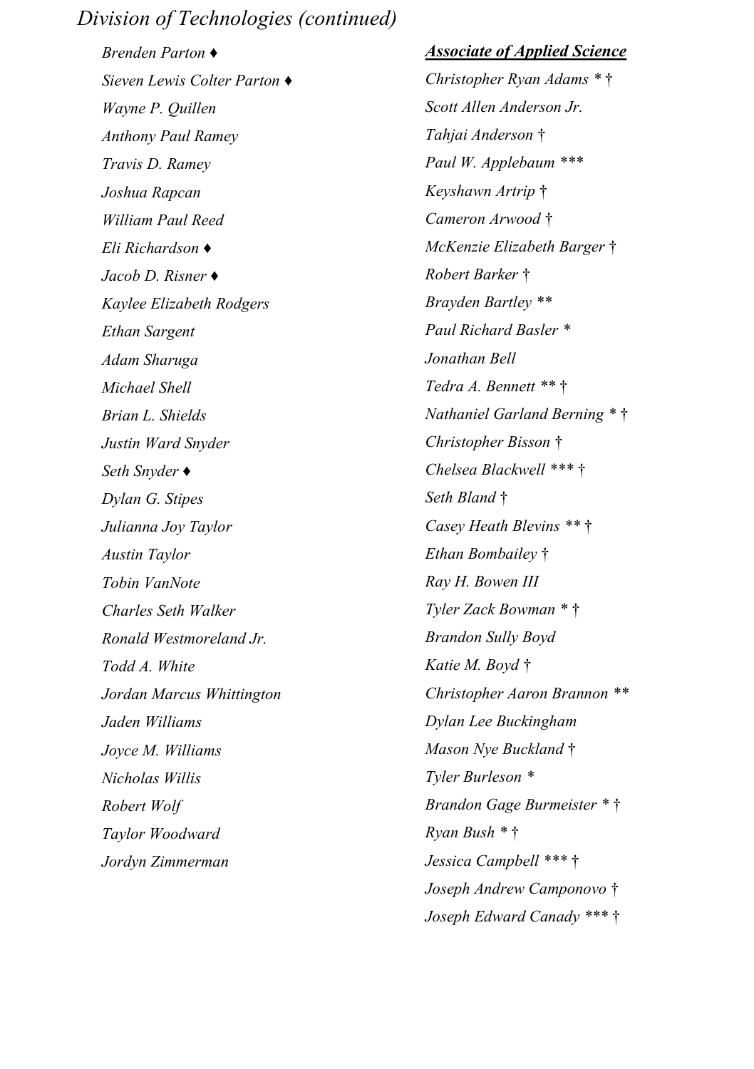*Division of Technologies (continued)*

*Brenden Parton ♦*
*Sieven Lewis Colter Parton ♦*
*Wayne P. Quillen*
*Anthony Paul Ramey*
*Travis D. Ramey*
*Joshua Rapcan*
*William Paul Reed*
*Eli Richardson ♦*
*Jacob D. Risner ♦*
*Kaylee Elizabeth Rodgers*
*Ethan Sargent*
*Adam Sharuga*
*Michael Shell*
*Brian L. Shields*
*Justin Ward Snyder*
*Seth Snyder ♦*
*Dylan G. Stipes*
*Julianna Joy Taylor*
*Austin Taylor*
*Tobin VanNote*
*Charles Seth Walker*
*Ronald Westmoreland Jr.*
*Todd A. White*
*Jordan Marcus Whittington*
*Jaden Williams*
*Joyce M. Williams*
*Nicholas Willis*
*Robert Wolf*
*Taylor Woodward*
*Jordyn Zimmerman*

***Associate of Applied Science***

*Christopher Ryan Adams * †*
*Scott Allen Anderson Jr.*
*Tahjai Anderson †*
*Paul W. Applebaum ****
*Keyshawn Artrip †*
*Cameron Arwood †*
*McKenzie Elizabeth Barger †*
*Robert Barker †*
*Brayden Bartley ***
*Paul Richard Basler **
*Jonathan Bell*
*Tedra A. Bennett ** †*
*Nathaniel Garland Berning * †*
*Christopher Bisson †*
*Chelsea Blackwell *** †*
*Seth Bland †*
*Casey Heath Blevins ** †*
*Ethan Bombailey †*
*Ray H. Bowen III*
*Tyler Zack Bowman * †*
*Brandon Sully Boyd*
*Katie M. Boyd †*
*Christopher Aaron Brannon ***
*Dylan Lee Buckingham*
*Mason Nye Buckland †*
*Tyler Burleson **
*Brandon Gage Burmeister * †*
*Ryan Bush * †*
*Jessica Campbell *** †*
*Joseph Andrew Camponovo †*
*Joseph Edward Canady *** †*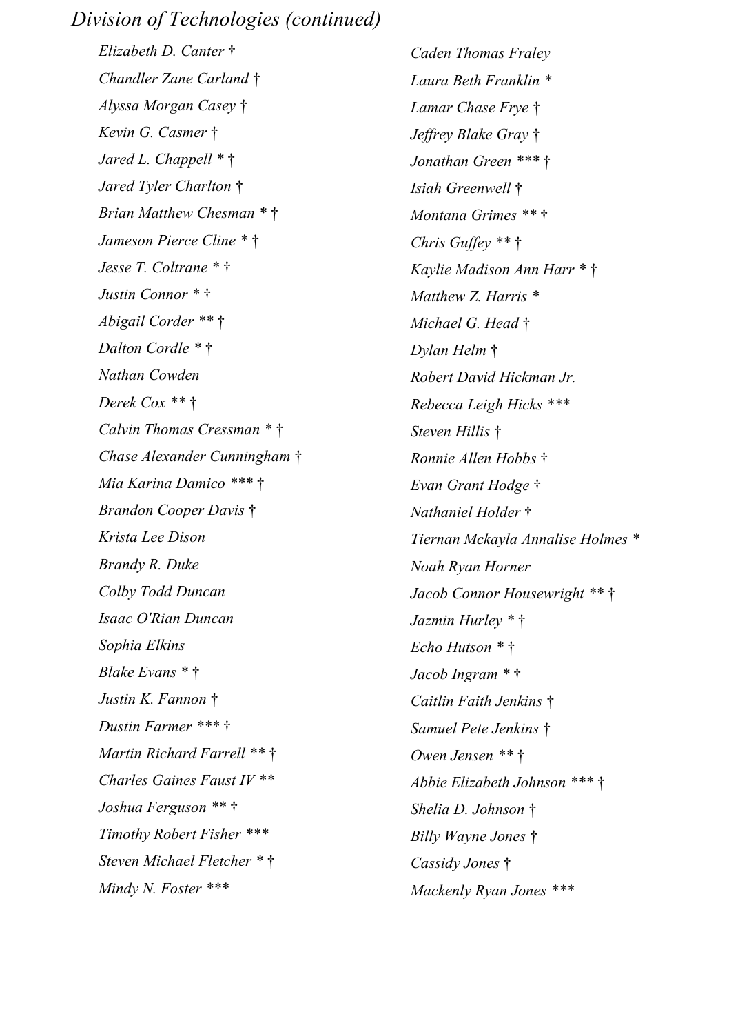*Division of Technologies (continued)*

*Elizabeth D. Canter †*

*Chandler Zane Carland †*

*Alyssa Morgan Casey †*

*Kevin G. Casmer †*

*Jared L. Chappell * †*

*Jared Tyler Charlton †*

*Brian Matthew Chesman * †*

*Jameson Pierce Cline * †*

*Jesse T. Coltrane * †*

*Justin Connor * †*

*Abigail Corder ** †*

*Dalton Cordle * †*

*Nathan Cowden*

*Derek Cox ** †*

*Calvin Thomas Cressman * †*

*Chase Alexander Cunningham †*

*Mia Karina Damico *** †*

*Brandon Cooper Davis †*

*Krista Lee Dison*

*Brandy R. Duke*

*Colby Todd Duncan*

*Isaac O'Rian Duncan*

*Sophia Elkins*

*Blake Evans * †*

*Justin K. Fannon †*

*Dustin Farmer *** †*

*Martin Richard Farrell ** †*

*Charles Gaines Faust IV ***

*Joshua Ferguson ** †*

*Timothy Robert Fisher ****

*Steven Michael Fletcher * †*

*Mindy N. Foster ****

*Caden Thomas Fraley*

*Laura Beth Franklin **

*Lamar Chase Frye †*

*Jeffrey Blake Gray †*

*Jonathan Green *** †*

*Isiah Greenwell †*

*Montana Grimes ** †*

*Chris Guffey ** †*

*Kaylie Madison Ann Harr * †*

*Matthew Z. Harris **

*Michael G. Head †*

*Dylan Helm †*

*Robert David Hickman Jr.*

*Rebecca Leigh Hicks ****

*Steven Hillis †*

*Ronnie Allen Hobbs †*

*Evan Grant Hodge †*

*Nathaniel Holder †*

*Tiernan Mckayla Annalise Holmes **

*Noah Ryan Horner*

*Jacob Connor Housewright ** †*

*Jazmin Hurley * †*

*Echo Hutson * †*

*Jacob Ingram * †*

*Caitlin Faith Jenkins †*

*Samuel Pete Jenkins †*

*Owen Jensen ** †*

*Abbie Elizabeth Johnson *** †*

*Shelia D. Johnson †*

*Billy Wayne Jones †*

*Cassidy Jones †*

*Mackenly Ryan Jones ****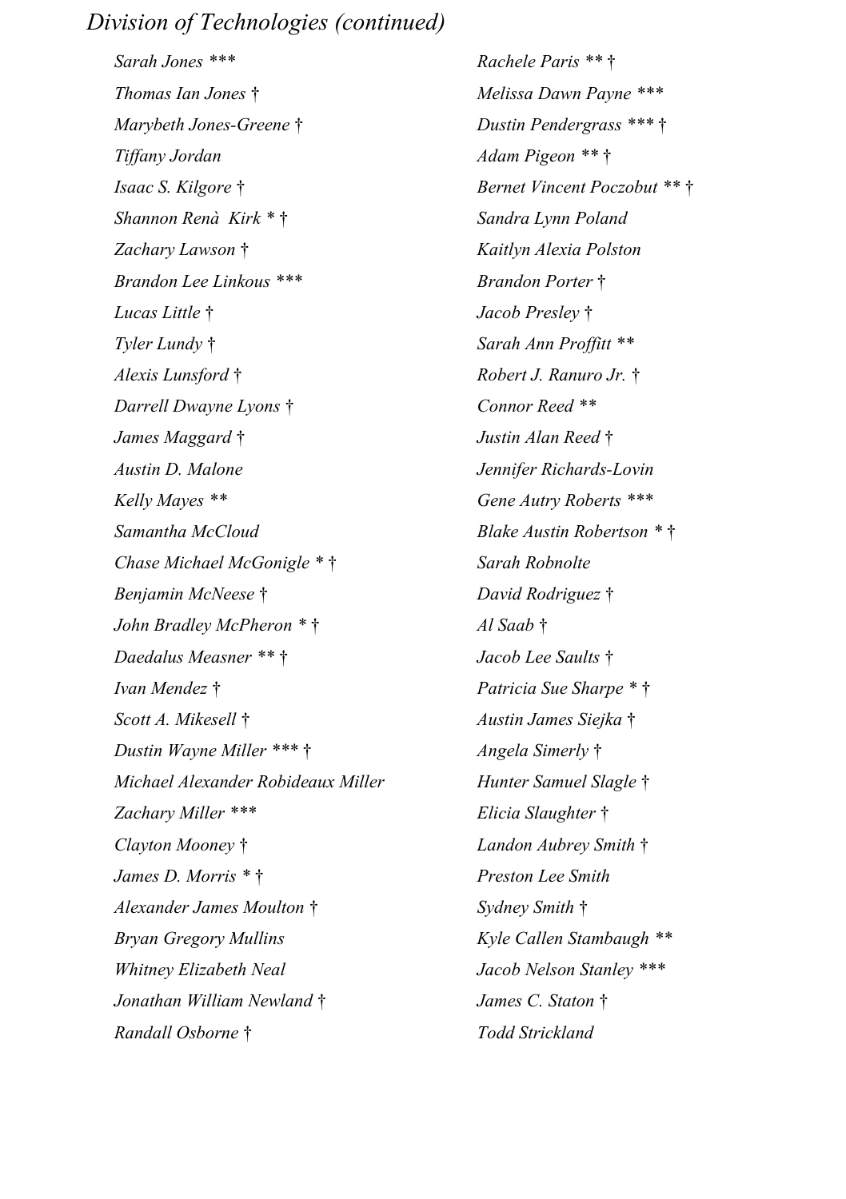*Division of Technologies (continued)*

*Sarah Jones ****

*Thomas Ian Jones †*

*Marybeth Jones-Greene †*

*Tiffany Jordan*

*Isaac S. Kilgore †*

*Shannon Renà  Kirk * †*

*Zachary Lawson †*

*Brandon Lee Linkous ****

*Lucas Little †*

*Tyler Lundy †*

*Alexis Lunsford †*

*Darrell Dwayne Lyons †*

*James Maggard †*

*Austin D. Malone*

*Kelly Mayes ***

*Samantha McCloud*

*Chase Michael McGonigle * †*

*Benjamin McNeese †*

*John Bradley McPheron * †*

*Daedalus Measner ** †*

*Ivan Mendez †*

*Scott A. Mikesell †*

*Dustin Wayne Miller *** †*

*Michael Alexander Robideaux Miller*

*Zachary Miller ****

*Clayton Mooney †*

*James D. Morris * †*

*Alexander James Moulton †*

*Bryan Gregory Mullins*

*Whitney Elizabeth Neal*

*Jonathan William Newland †*

*Randall Osborne †*

*Rachele Paris ** †*

*Melissa Dawn Payne ****

*Dustin Pendergrass *** †*

*Adam Pigeon ** †*

*Bernet Vincent Poczobut ** †*

*Sandra Lynn Poland*

*Kaitlyn Alexia Polston*

*Brandon Porter †*

*Jacob Presley †*

*Sarah Ann Proffitt ***

*Robert J. Ranuro Jr. †*

*Connor Reed ***

*Justin Alan Reed †*

*Jennifer Richards-Lovin*

*Gene Autry Roberts ****

*Blake Austin Robertson * †*

*Sarah Robnolte*

*David Rodriguez †*

*Al Saab †*

*Jacob Lee Saults †*

*Patricia Sue Sharpe * †*

*Austin James Siejka †*

*Angela Simerly †*

*Hunter Samuel Slagle †*

*Elicia Slaughter †*

*Landon Aubrey Smith †*

*Preston Lee Smith*

*Sydney Smith †*

*Kyle Callen Stambaugh ***

*Jacob Nelson Stanley ****

*James C. Staton †*

*Todd Strickland*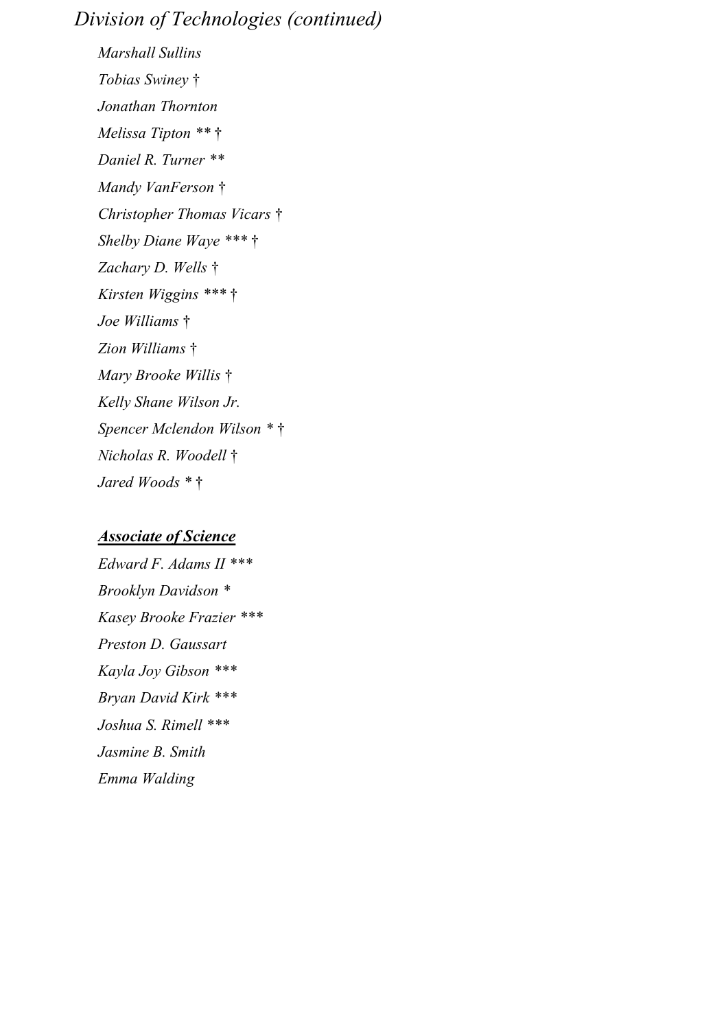## *Division of Technologies (continued)*

*Marshall Sullins*

*Tobias Swiney †*

*Jonathan Thornton*

*Melissa Tipton ** †*

*Daniel R. Turner ***

*Mandy VanFerson †*

*Christopher Thomas Vicars †*

*Shelby Diane Waye *** †*

*Zachary D. Wells †*

*Kirsten Wiggins *** †*

*Joe Williams †*

*Zion Williams †*

*Mary Brooke Willis †*

*Kelly Shane Wilson Jr.*

*Spencer Mclendon Wilson * †*

*Nicholas R. Woodell †*

*Jared Woods * †*

### ***Associate of Science***

*Edward F. Adams II ****

*Brooklyn Davidson **

*Kasey Brooke Frazier ****

*Preston D. Gaussart*

*Kayla Joy Gibson ****

*Bryan David Kirk ****

*Joshua S. Rimell ****

*Jasmine B. Smith*

*Emma Walding*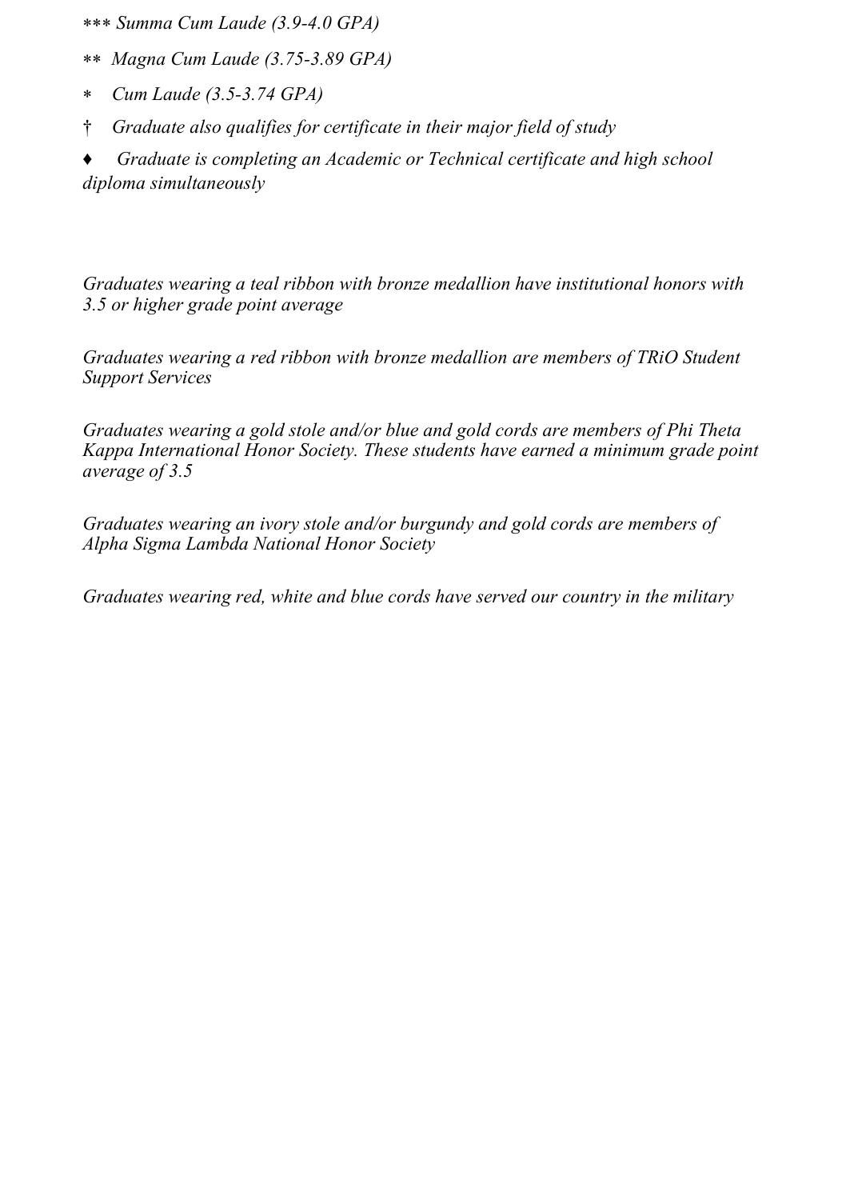*\*\*\* Summa Cum Laude (3.9-4.0 GPA)*

*\*\* Magna Cum Laude (3.75-3.89 GPA)*

*\* Cum Laude (3.5-3.74 GPA)*

*† Graduate also qualifies for certificate in their major field of study*

*♦ Graduate is completing an Academic or Technical certificate and high school diploma simultaneously*

*Graduates wearing a teal ribbon with bronze medallion have institutional honors with 3.5 or higher grade point average*

*Graduates wearing a red ribbon with bronze medallion are members of TRiO Student Support Services*

*Graduates wearing a gold stole and/or blue and gold cords are members of Phi Theta Kappa International Honor Society. These students have earned a minimum grade point average of 3.5*

*Graduates wearing an ivory stole and/or burgundy and gold cords are members of Alpha Sigma Lambda National Honor Society*

*Graduates wearing red, white and blue cords have served our country in the military*